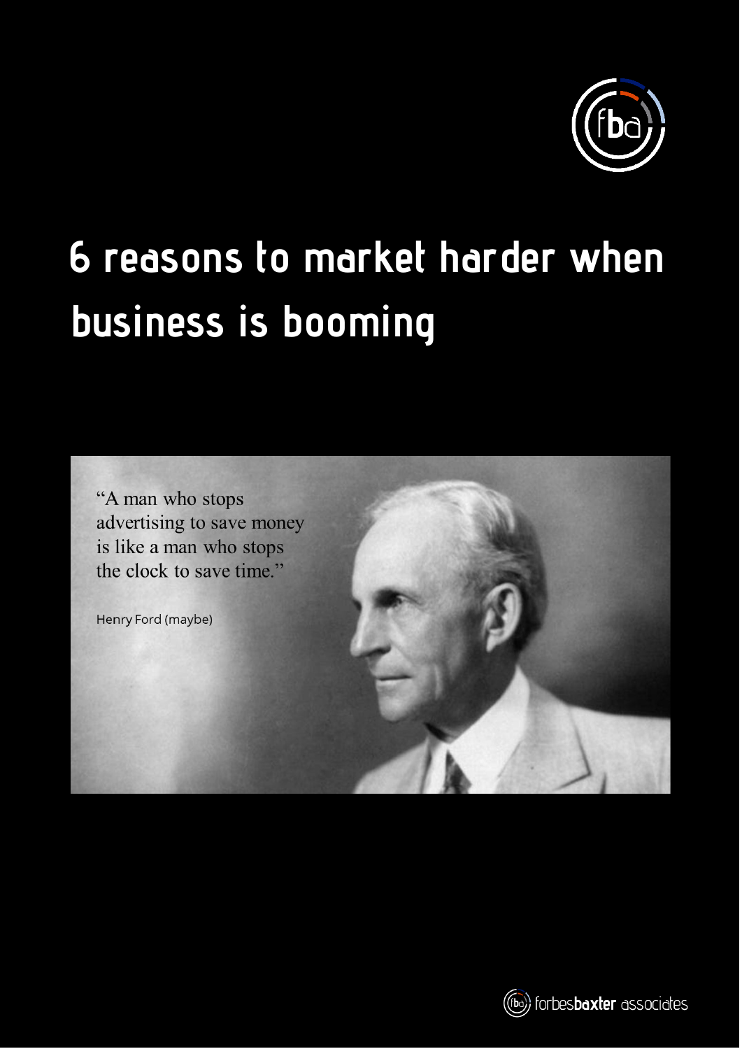# 6 reasons to market harder when business is booming

"A man who stops advertising to save money is like a man who stops the clock to save time."

Henry Ford (maybe)

forbesbaxter associates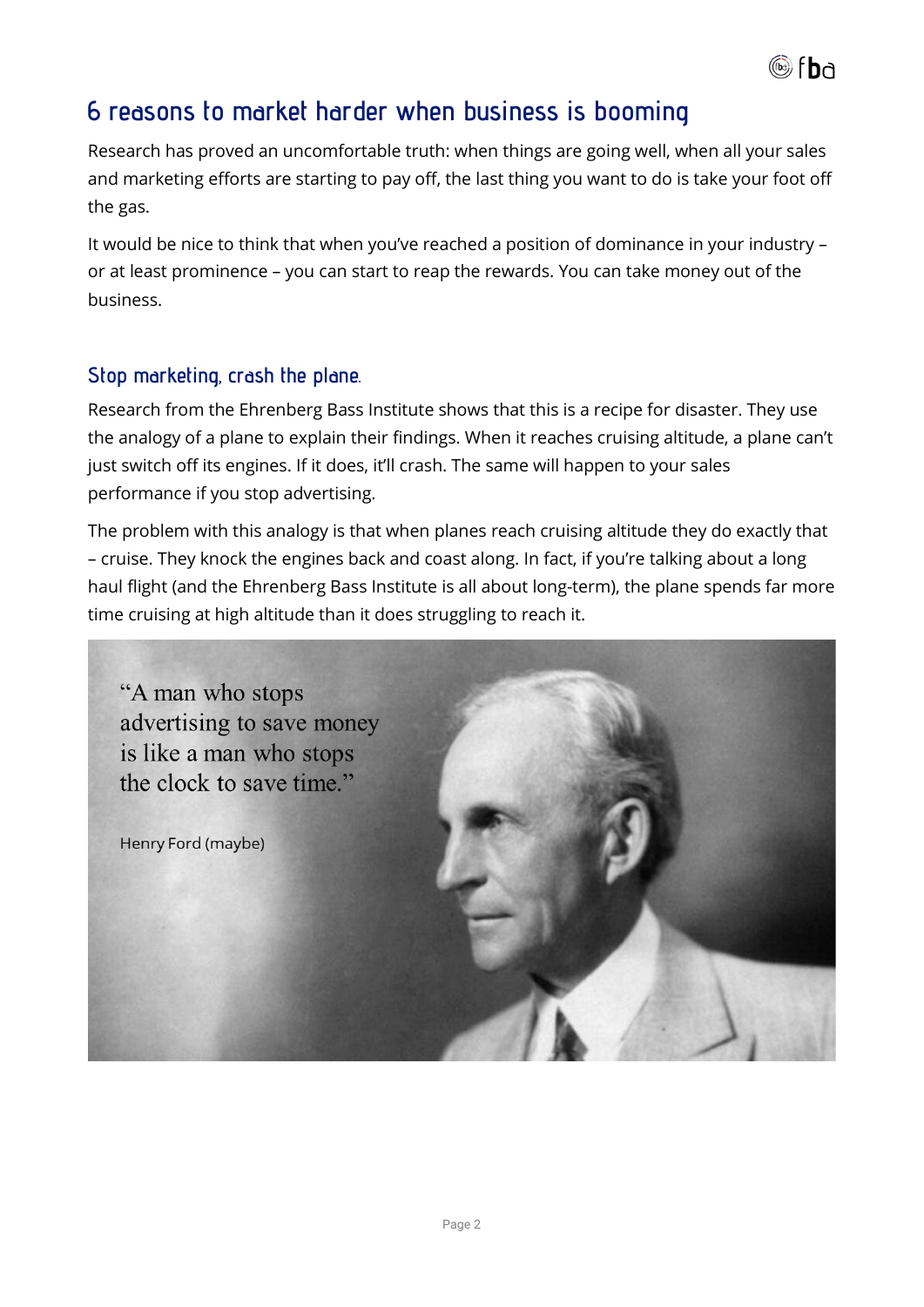# 6 reasons to market harder when business is booming

Research has proved an uncomfortable truth: when things are going well, when all your sales and marketing efforts are starting to pay off, the last thing you want to do is take your foot off the gas.

It would be nice to think that when you've reached a position of dominance in your industry – or at least prominence – you can start to reap the rewards. You can take money out of the business.

## Stop marketing, crash the plane.

Research from the Ehrenberg Bass Institute shows that this is a recipe for disaster. They use the analogy of a plane to explain their findings. When it reaches cruising altitude, a plane can't just switch off its engines. If it does, it'll crash. The same will happen to your sales performance if you stop advertising.

The problem with this analogy is that when planes reach cruising altitude they do exactly that – cruise. They knock the engines back and coast along. In fact, if you're talking about a long haul flight (and the Ehrenberg Bass Institute is all about long-term), the plane spends far more time cruising at high altitude than it does struggling to reach it.

"A man who stops advertising to save money is like a man who stops the clock to save time."

Henry Ford (maybe)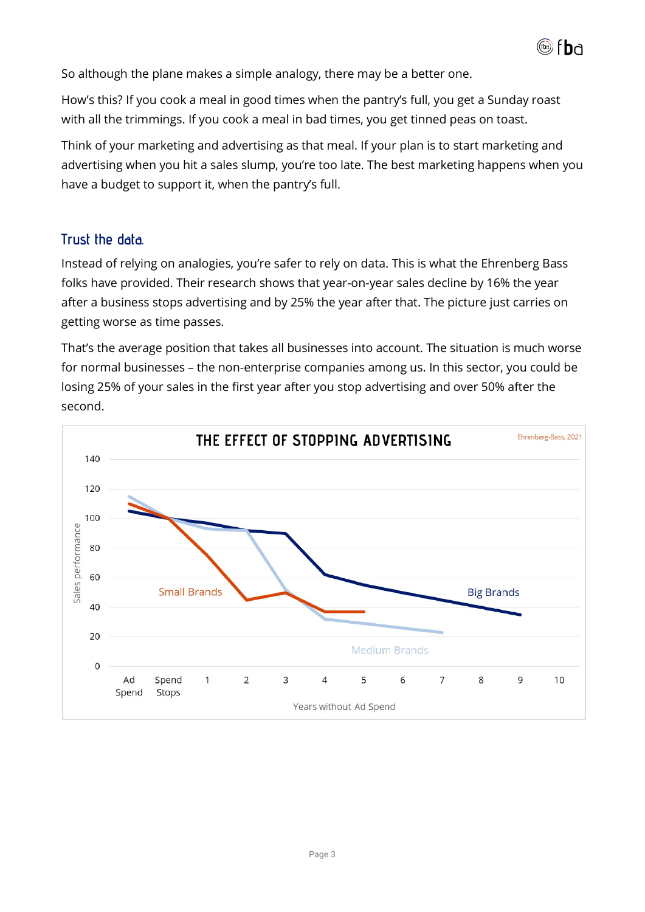So although the plane makes a simple analogy, there may be a better one.

How's this? If you cook a meal in good times when the pantry's full, you get a Sunday roast with all the trimmings. If you cook a meal in bad times, you get tinned peas on toast.

Think of your marketing and advertising as that meal. If your plan is to start marketing and advertising when you hit a sales slump, you're too late. The best marketing happens when you have a budget to support it, when the pantry's full.

## Trust the data.

Instead of relying on analogies, you're safer to rely on data. This is what the Ehrenberg Bass folks have provided. Their research shows that year-on-year sales decline by 16% the year after a business stops advertising and by 25% the year after that. The picture just carries on getting worse as time passes.

That's the average position that takes all businesses into account. The situation is much worse for normal businesses – the non-enterprise companies among us. In this sector, you could be losing 25% of your sales in the first year after you stop advertising and over 50% after the second.

**THE EFFECT OF STOPPING ADVERTISING**

Ehrenberg-Bass, 2021

Sales performance (0–140) vs. Years without Ad Spend (Ad Spend, Spend Stops, 1–10)

Series: Small Brands, Medium Brands, Big Brands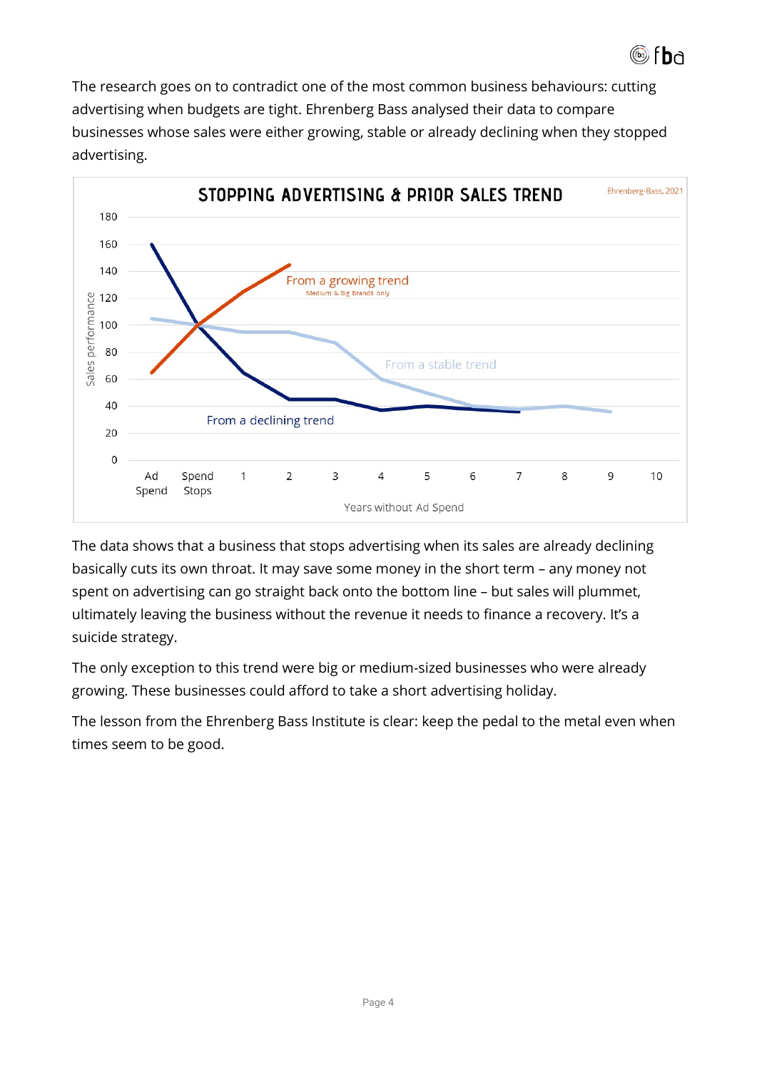The research goes on to contradict one of the most common business behaviours: cutting advertising when budgets are tight. Ehrenberg Bass analysed their data to compare businesses whose sales were either growing, stable or already declining when they stopped advertising.

The data shows that a business that stops advertising when its sales are already declining basically cuts its own throat. It may save some money in the short term – any money not spent on advertising can go straight back onto the bottom line – but sales will plummet, ultimately leaving the business without the revenue it needs to finance a recovery. It's a suicide strategy.

The only exception to this trend were big or medium-sized businesses who were already growing. These businesses could afford to take a short advertising holiday.

The lesson from the Ehrenberg Bass Institute is clear: keep the pedal to the metal even when times seem to be good.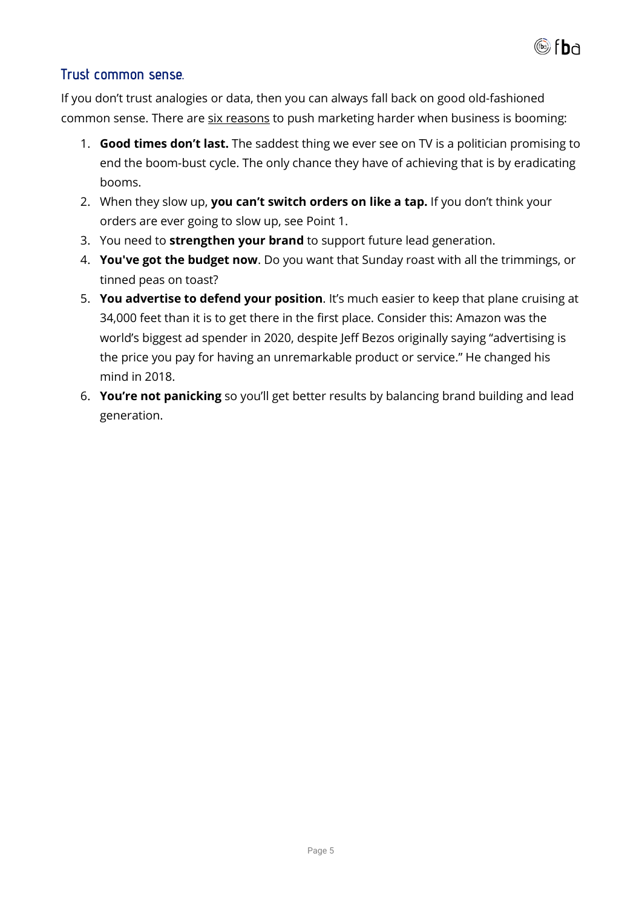## Trust common sense.

If you don't trust analogies or data, then you can always fall back on good old-fashioned common sense. There are six reasons to push marketing harder when business is booming:

1. **Good times don't last.** The saddest thing we ever see on TV is a politician promising to end the boom-bust cycle. The only chance they have of achieving that is by eradicating booms.
2. When they slow up, **you can't switch orders on like a tap.** If you don't think your orders are ever going to slow up, see Point 1.
3. You need to **strengthen your brand** to support future lead generation.
4. **You've got the budget now**. Do you want that Sunday roast with all the trimmings, or tinned peas on toast?
5. **You advertise to defend your position**. It's much easier to keep that plane cruising at 34,000 feet than it is to get there in the first place. Consider this: Amazon was the world's biggest ad spender in 2020, despite Jeff Bezos originally saying "advertising is the price you pay for having an unremarkable product or service." He changed his mind in 2018.
6. **You're not panicking** so you'll get better results by balancing brand building and lead generation.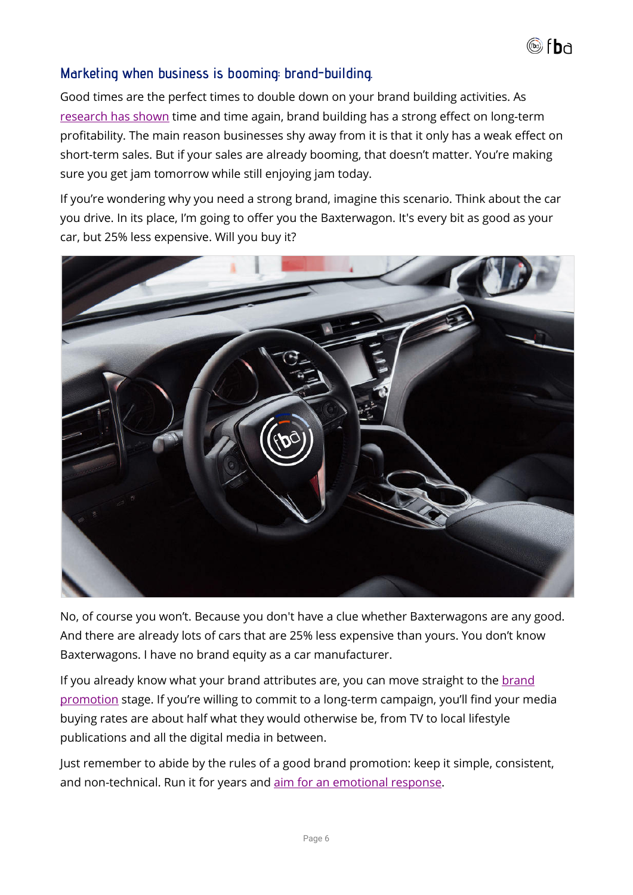## Marketing when business is booming: brand-building.

Good times are the perfect times to double down on your brand building activities. As research has shown time and time again, brand building has a strong effect on long-term profitability. The main reason businesses shy away from it is that it only has a weak effect on short-term sales. But if your sales are already booming, that doesn't matter. You're making sure you get jam tomorrow while still enjoying jam today.

If you're wondering why you need a strong brand, imagine this scenario. Think about the car you drive. In its place, I'm going to offer you the Baxterwagon. It's every bit as good as your car, but 25% less expensive. Will you buy it?

No, of course you won't. Because you don't have a clue whether Baxterwagons are any good. And there are already lots of cars that are 25% less expensive than yours. You don't know Baxterwagons. I have no brand equity as a car manufacturer.

If you already know what your brand attributes are, you can move straight to the brand promotion stage. If you're willing to commit to a long-term campaign, you'll find your media buying rates are about half what they would otherwise be, from TV to local lifestyle publications and all the digital media in between.

Just remember to abide by the rules of a good brand promotion: keep it simple, consistent, and non-technical. Run it for years and aim for an emotional response.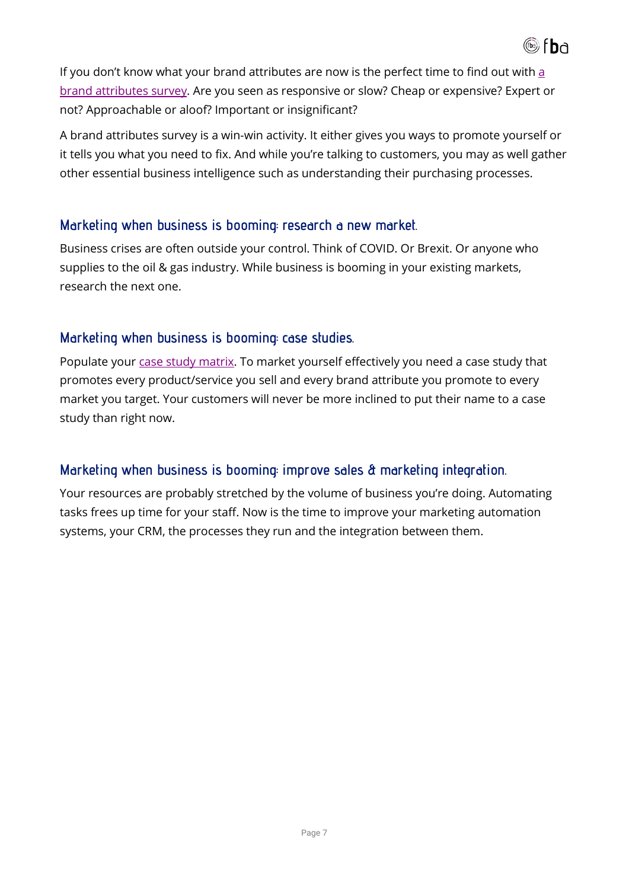If you don't know what your brand attributes are now is the perfect time to find out with [a brand attributes survey](). Are you seen as responsive or slow? Cheap or expensive? Expert or not? Approachable or aloof? Important or insignificant?

A brand attributes survey is a win-win activity. It either gives you ways to promote yourself or it tells you what you need to fix. And while you're talking to customers, you may as well gather other essential business intelligence such as understanding their purchasing processes.

### Marketing when business is booming: research a new market.

Business crises are often outside your control. Think of COVID. Or Brexit. Or anyone who supplies to the oil & gas industry. While business is booming in your existing markets, research the next one.

### Marketing when business is booming: case studies.

Populate your [case study matrix](). To market yourself effectively you need a case study that promotes every product/service you sell and every brand attribute you promote to every market you target. Your customers will never be more inclined to put their name to a case study than right now.

### Marketing when business is booming: improve sales & marketing integration.

Your resources are probably stretched by the volume of business you're doing. Automating tasks frees up time for your staff. Now is the time to improve your marketing automation systems, your CRM, the processes they run and the integration between them.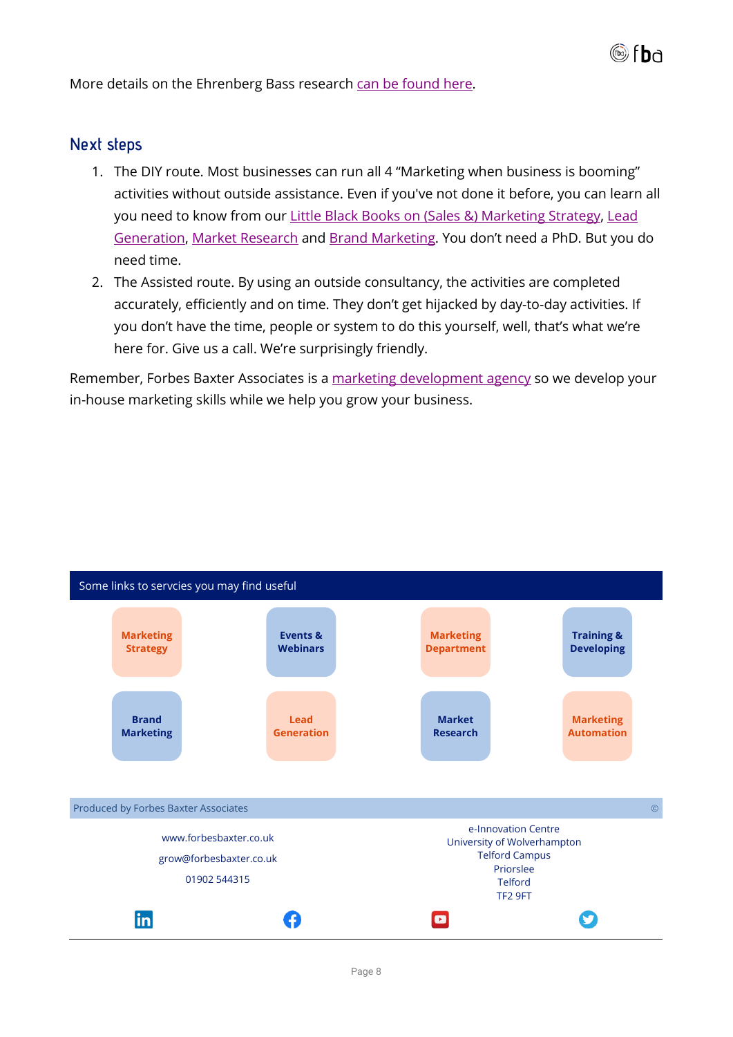More details on the Ehrenberg Bass research can be found here.

## Next steps

1. The DIY route. Most businesses can run all 4 "Marketing when business is booming" activities without outside assistance. Even if you've not done it before, you can learn all you need to know from our Little Black Books on (Sales &) Marketing Strategy, Lead Generation, Market Research and Brand Marketing. You don't need a PhD. But you do need time.
2. The Assisted route. By using an outside consultancy, the activities are completed accurately, efficiently and on time. They don't get hijacked by day-to-day activities. If you don't have the time, people or system to do this yourself, well, that's what we're here for. Give us a call. We're surprisingly friendly.

Remember, Forbes Baxter Associates is a marketing development agency so we develop your in-house marketing skills while we help you grow your business.

Some links to servcies you may find useful

| | | | |
|---|---|---|---|
| Marketing Strategy | Events & Webinars | Marketing Department | Training & Developing |
| Brand Marketing | Lead Generation | Market Research | Marketing Automation |

Produced by Forbes Baxter Associates ©

www.forbesbaxter.co.uk
grow@forbesbaxter.co.uk
01902 544315

e-Innovation Centre
University of Wolverhampton
Telford Campus
Priorslee
Telford
TF2 9FT